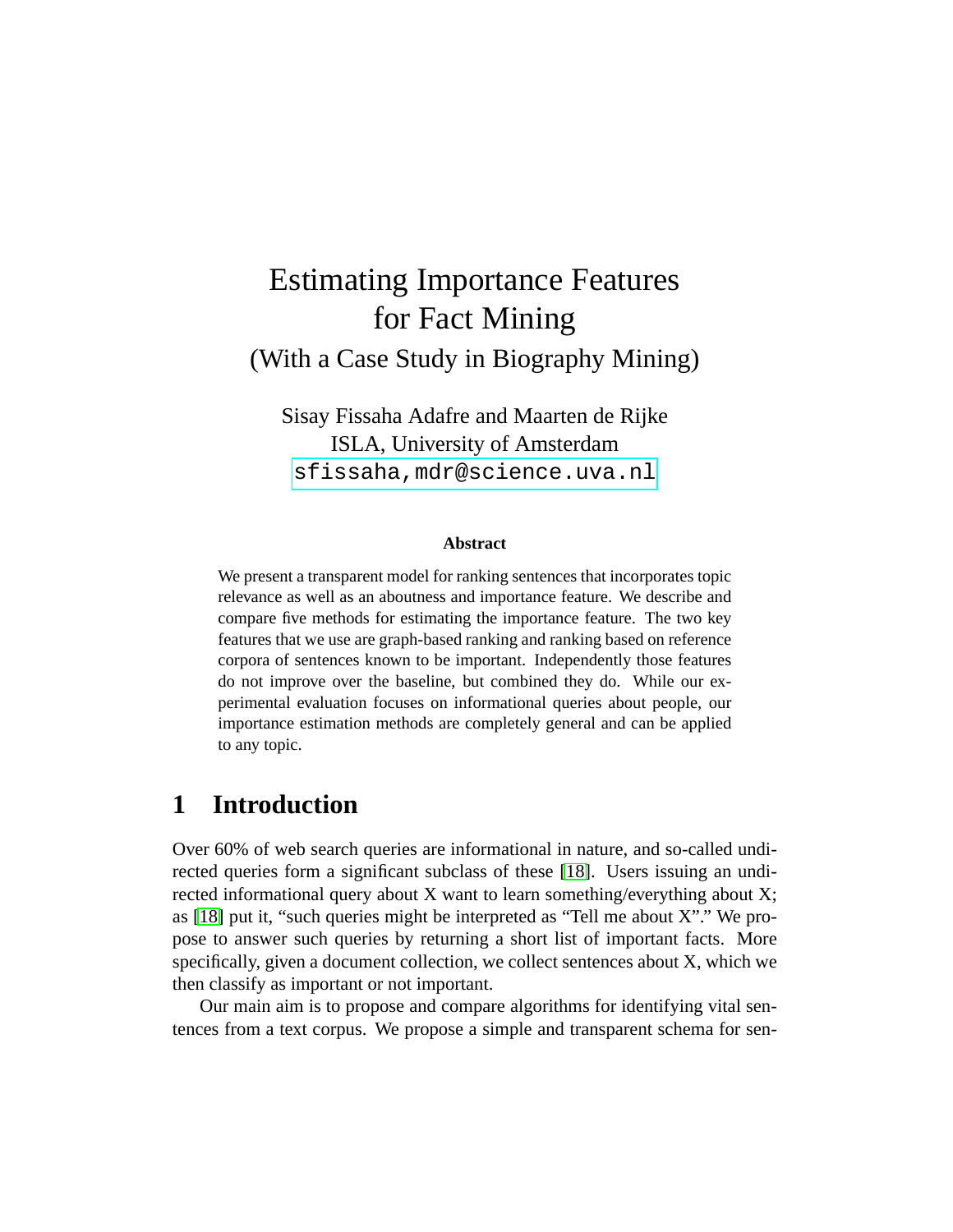# Estimating Importance Features for Fact Mining

## (With a Case Study in Biography Mining)

Sisay Fissaha Adafre and Maarten de Rijke
ISLA, University of Amsterdam
sfissaha,mdr@science.uva.nl

**Abstract**

We present a transparent model for ranking sentences that incorporates topic relevance as well as an aboutness and importance feature. We describe and compare five methods for estimating the importance feature. The two key features that we use are graph-based ranking and ranking based on reference corpora of sentences known to be important. Independently those features do not improve over the baseline, but combined they do. While our experimental evaluation focuses on informational queries about people, our importance estimation methods are completely general and can be applied to any topic.

## 1 Introduction

Over 60% of web search queries are informational in nature, and so-called undirected queries form a significant subclass of these [18]. Users issuing an undirected informational query about X want to learn something/everything about X; as [18] put it, "such queries might be interpreted as "Tell me about X"." We propose to answer such queries by returning a short list of important facts. More specifically, given a document collection, we collect sentences about X, which we then classify as important or not important.

Our main aim is to propose and compare algorithms for identifying vital sentences from a text corpus. We propose a simple and transparent schema for sen-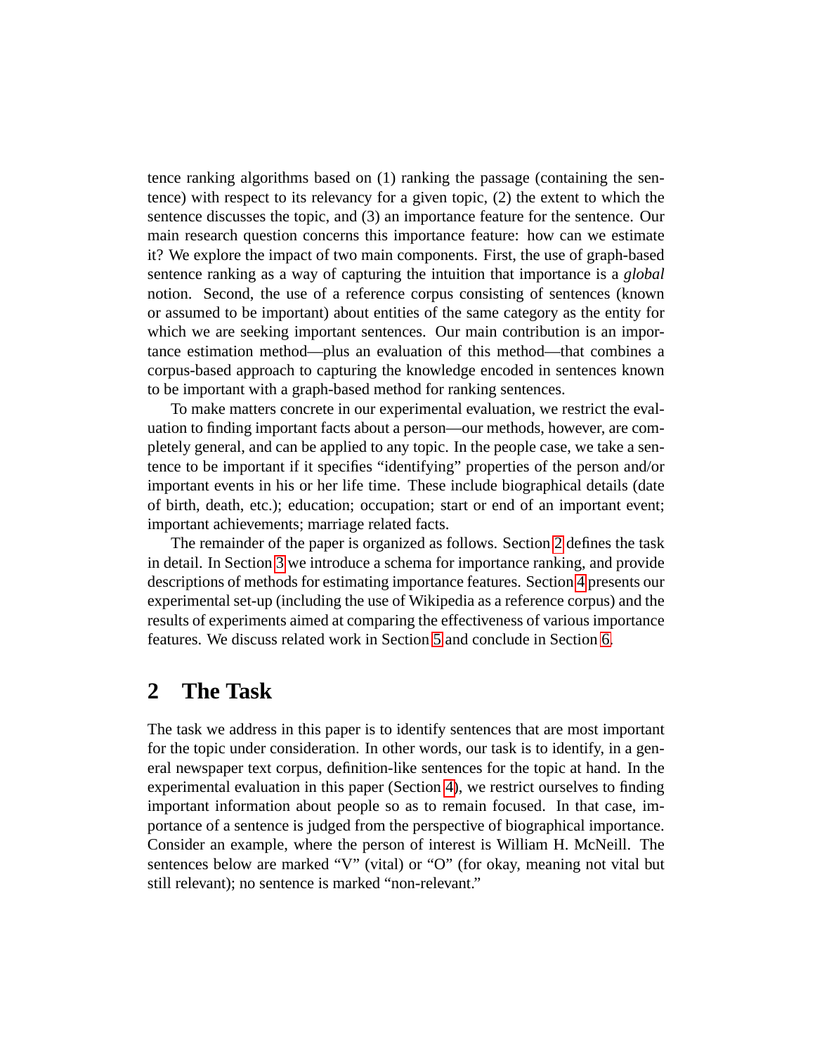tence ranking algorithms based on (1) ranking the passage (containing the sentence) with respect to its relevancy for a given topic, (2) the extent to which the sentence discusses the topic, and (3) an importance feature for the sentence. Our main research question concerns this importance feature: how can we estimate it? We explore the impact of two main components. First, the use of graph-based sentence ranking as a way of capturing the intuition that importance is a *global* notion. Second, the use of a reference corpus consisting of sentences (known or assumed to be important) about entities of the same category as the entity for which we are seeking important sentences. Our main contribution is an importance estimation method—plus an evaluation of this method—that combines a corpus-based approach to capturing the knowledge encoded in sentences known to be important with a graph-based method for ranking sentences.

To make matters concrete in our experimental evaluation, we restrict the evaluation to finding important facts about a person—our methods, however, are completely general, and can be applied to any topic. In the people case, we take a sentence to be important if it specifies "identifying" properties of the person and/or important events in his or her life time. These include biographical details (date of birth, death, etc.); education; occupation; start or end of an important event; important achievements; marriage related facts.

The remainder of the paper is organized as follows. Section 2 defines the task in detail. In Section 3 we introduce a schema for importance ranking, and provide descriptions of methods for estimating importance features. Section 4 presents our experimental set-up (including the use of Wikipedia as a reference corpus) and the results of experiments aimed at comparing the effectiveness of various importance features. We discuss related work in Section 5 and conclude in Section 6.

## 2 The Task

The task we address in this paper is to identify sentences that are most important for the topic under consideration. In other words, our task is to identify, in a general newspaper text corpus, definition-like sentences for the topic at hand. In the experimental evaluation in this paper (Section 4), we restrict ourselves to finding important information about people so as to remain focused. In that case, importance of a sentence is judged from the perspective of biographical importance. Consider an example, where the person of interest is William H. McNeill. The sentences below are marked "V" (vital) or "O" (for okay, meaning not vital but still relevant); no sentence is marked "non-relevant."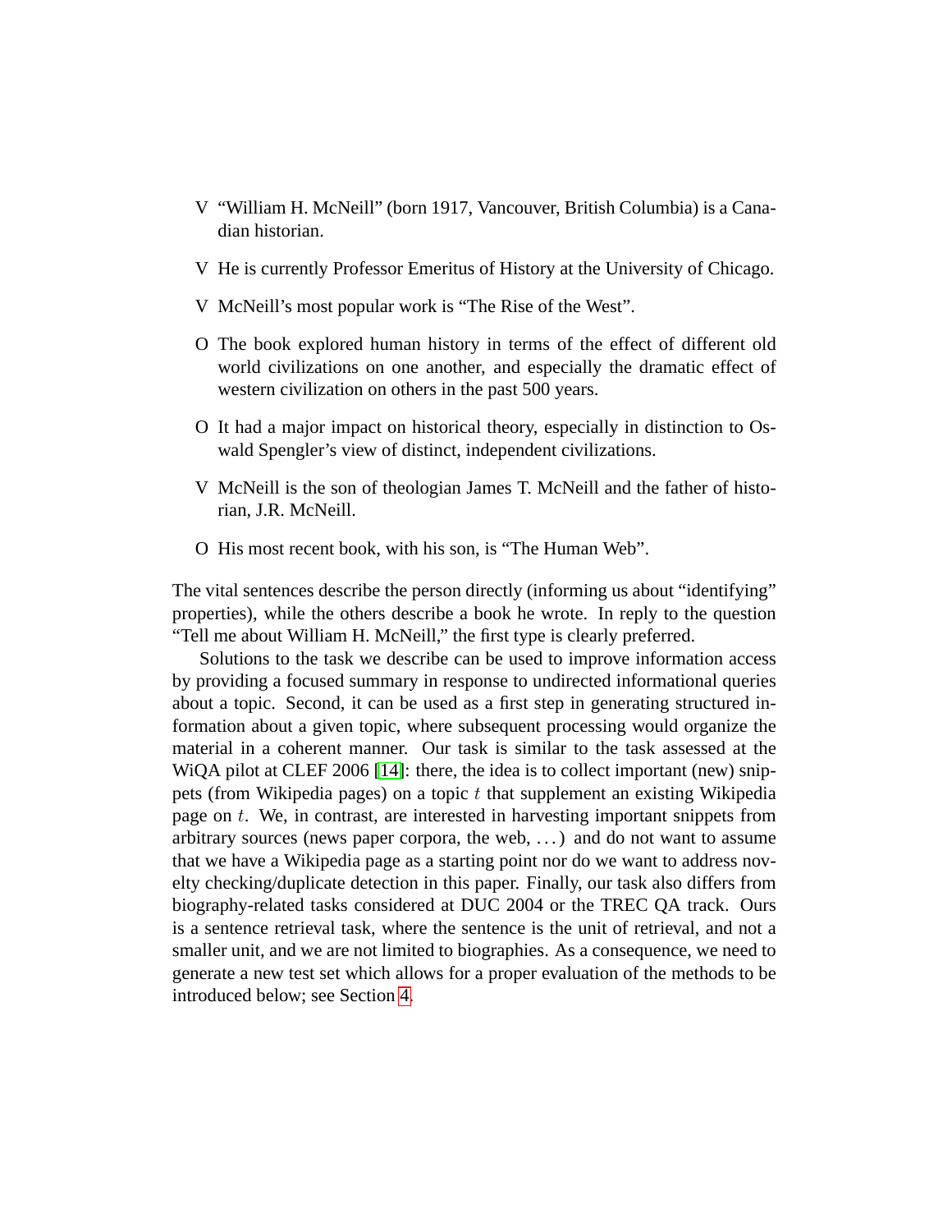- V "William H. McNeill" (born 1917, Vancouver, British Columbia) is a Canadian historian.
- V He is currently Professor Emeritus of History at the University of Chicago.
- V McNeill's most popular work is "The Rise of the West".
- O The book explored human history in terms of the effect of different old world civilizations on one another, and especially the dramatic effect of western civilization on others in the past 500 years.
- O It had a major impact on historical theory, especially in distinction to Oswald Spengler's view of distinct, independent civilizations.
- V McNeill is the son of theologian James T. McNeill and the father of historian, J.R. McNeill.
- O His most recent book, with his son, is "The Human Web".

The vital sentences describe the person directly (informing us about "identifying" properties), while the others describe a book he wrote. In reply to the question "Tell me about William H. McNeill," the first type is clearly preferred.

Solutions to the task we describe can be used to improve information access by providing a focused summary in response to undirected informational queries about a topic. Second, it can be used as a first step in generating structured information about a given topic, where subsequent processing would organize the material in a coherent manner. Our task is similar to the task assessed at the WiQA pilot at CLEF 2006 [14]: there, the idea is to collect important (new) snippets (from Wikipedia pages) on a topic $t$ that supplement an existing Wikipedia page on $t$. We, in contrast, are interested in harvesting important snippets from arbitrary sources (news paper corpora, the web, . . . ) and do not want to assume that we have a Wikipedia page as a starting point nor do we want to address novelty checking/duplicate detection in this paper. Finally, our task also differs from biography-related tasks considered at DUC 2004 or the TREC QA track. Ours is a sentence retrieval task, where the sentence is the unit of retrieval, and not a smaller unit, and we are not limited to biographies. As a consequence, we need to generate a new test set which allows for a proper evaluation of the methods to be introduced below; see Section 4.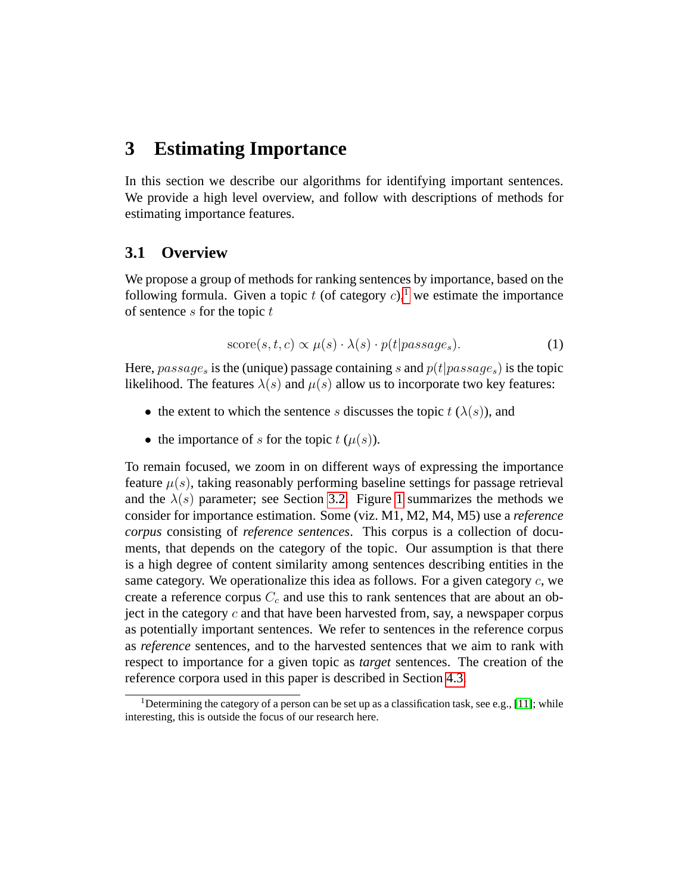# 3 Estimating Importance

In this section we describe our algorithms for identifying important sentences. We provide a high level overview, and follow with descriptions of methods for estimating importance features.

## 3.1 Overview

We propose a group of methods for ranking sentences by importance, based on the following formula. Given a topic $t$ (of category $c$),[1] we estimate the importance of sentence $s$ for the topic $t$

$$\text{score}(s, t, c) \propto \mu(s) \cdot \lambda(s) \cdot p(t|passage_s). \quad (1)$$

Here, $passage_s$ is the (unique) passage containing $s$ and $p(t|passage_s)$ is the topic likelihood. The features $\lambda(s)$ and $\mu(s)$ allow us to incorporate two key features:

- the extent to which the sentence $s$ discusses the topic $t$ ($\lambda(s)$), and
- the importance of $s$ for the topic $t$ ($\mu(s)$).

To remain focused, we zoom in on different ways of expressing the importance feature $\mu(s)$, taking reasonably performing baseline settings for passage retrieval and the $\lambda(s)$ parameter; see Section 3.2. Figure 1 summarizes the methods we consider for importance estimation. Some (viz. M1, M2, M4, M5) use a *reference corpus* consisting of *reference sentences*. This corpus is a collection of documents, that depends on the category of the topic. Our assumption is that there is a high degree of content similarity among sentences describing entities in the same category. We operationalize this idea as follows. For a given category $c$, we create a reference corpus $C_c$ and use this to rank sentences that are about an object in the category $c$ and that have been harvested from, say, a newspaper corpus as potentially important sentences. We refer to sentences in the reference corpus as *reference* sentences, and to the harvested sentences that we aim to rank with respect to importance for a given topic as *target* sentences. The creation of the reference corpora used in this paper is described in Section 4.3.

[1] Determining the category of a person can be set up as a classification task, see e.g., [11]; while interesting, this is outside the focus of our research here.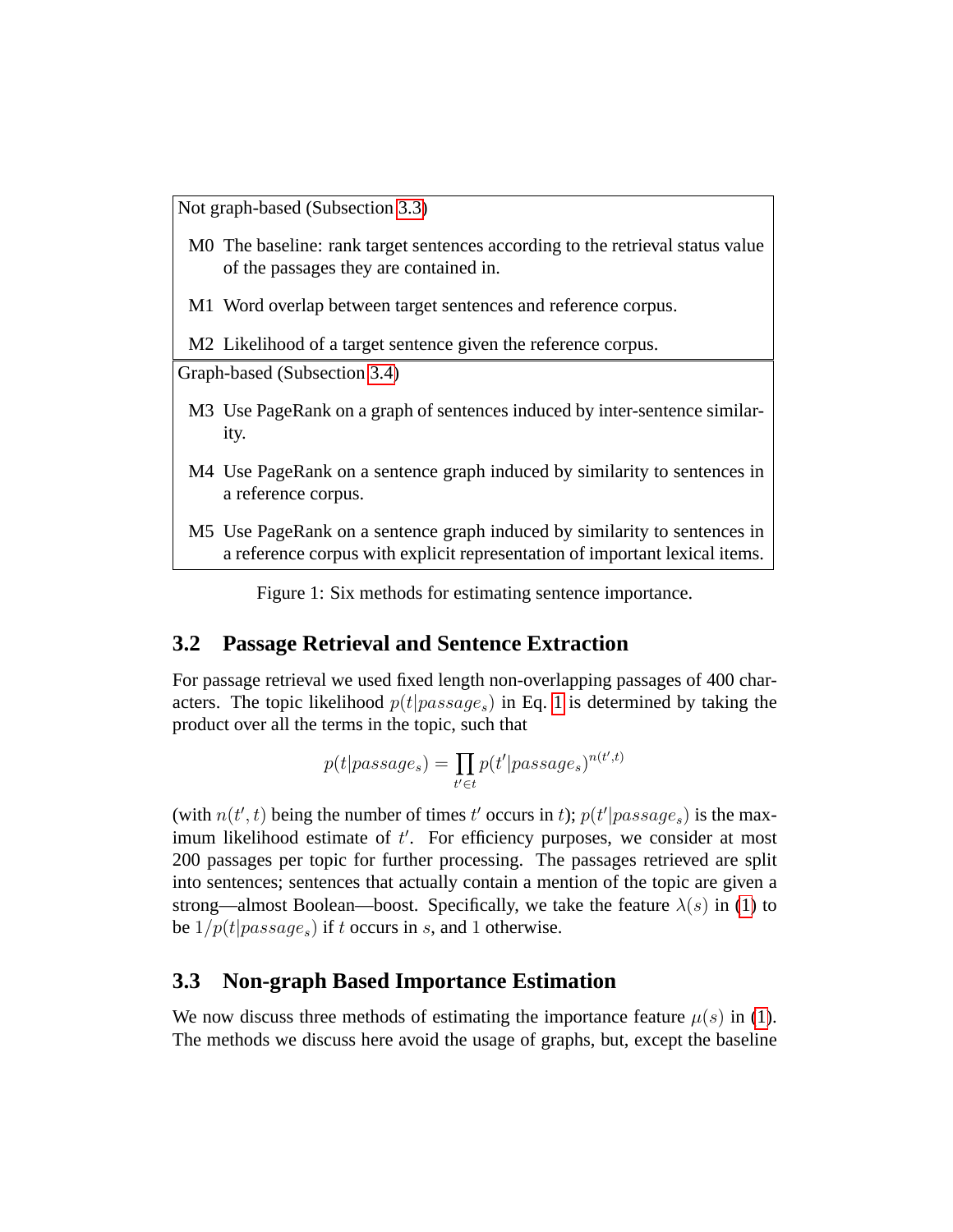Not graph-based (Subsection 3.3)

- M0 The baseline: rank target sentences according to the retrieval status value of the passages they are contained in.
- M1 Word overlap between target sentences and reference corpus.
- M2 Likelihood of a target sentence given the reference corpus.

Graph-based (Subsection 3.4)

- M3 Use PageRank on a graph of sentences induced by inter-sentence similarity.
- M4 Use PageRank on a sentence graph induced by similarity to sentences in a reference corpus.
- M5 Use PageRank on a sentence graph induced by similarity to sentences in a reference corpus with explicit representation of important lexical items.

Figure 1: Six methods for estimating sentence importance.

### 3.2 Passage Retrieval and Sentence Extraction

For passage retrieval we used fixed length non-overlapping passages of 400 characters. The topic likelihood $p(t|passage_s)$ in Eq. 1 is determined by taking the product over all the terms in the topic, such that

$$p(t|passage_s) = \prod_{t' \in t} p(t'|passage_s)^{n(t',t)}$$

(with $n(t', t)$ being the number of times $t'$ occurs in $t$); $p(t'|passage_s)$ is the maximum likelihood estimate of $t'$. For efficiency purposes, we consider at most 200 passages per topic for further processing. The passages retrieved are split into sentences; sentences that actually contain a mention of the topic are given a strong—almost Boolean—boost. Specifically, we take the feature $\lambda(s)$ in (1) to be $1/p(t|passage_s)$ if $t$ occurs in $s$, and 1 otherwise.

### 3.3 Non-graph Based Importance Estimation

We now discuss three methods of estimating the importance feature $\mu(s)$ in (1). The methods we discuss here avoid the usage of graphs, but, except the baseline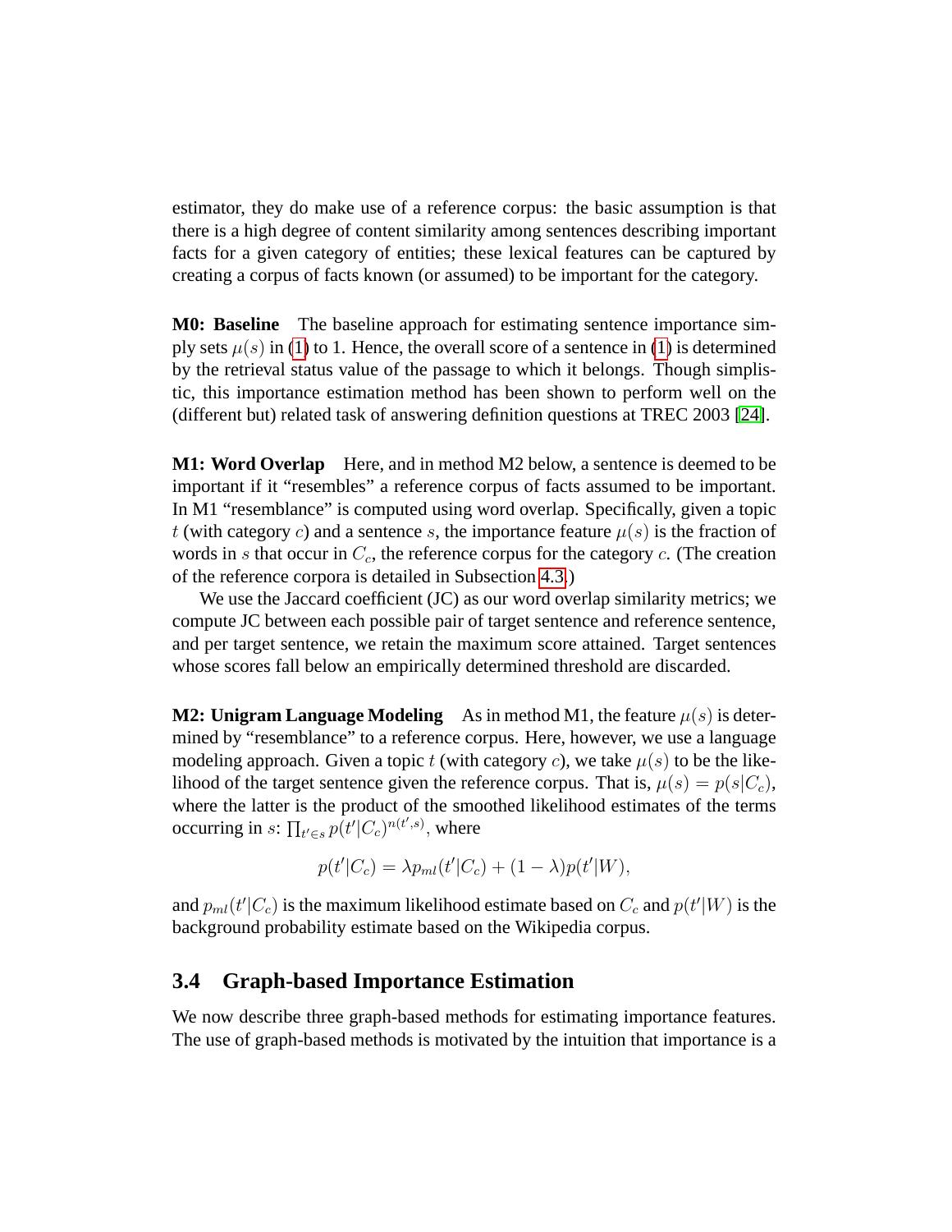estimator, they do make use of a reference corpus: the basic assumption is that there is a high degree of content similarity among sentences describing important facts for a given category of entities; these lexical features can be captured by creating a corpus of facts known (or assumed) to be important for the category.

**M0: Baseline** The baseline approach for estimating sentence importance simply sets $\mu(s)$ in (1) to 1. Hence, the overall score of a sentence in (1) is determined by the retrieval status value of the passage to which it belongs. Though simplistic, this importance estimation method has been shown to perform well on the (different but) related task of answering definition questions at TREC 2003 [24].

**M1: Word Overlap** Here, and in method M2 below, a sentence is deemed to be important if it "resembles" a reference corpus of facts assumed to be important. In M1 "resemblance" is computed using word overlap. Specifically, given a topic $t$ (with category $c$) and a sentence $s$, the importance feature $\mu(s)$ is the fraction of words in $s$ that occur in $C_c$, the reference corpus for the category $c$. (The creation of the reference corpora is detailed in Subsection 4.3.)

We use the Jaccard coefficient (JC) as our word overlap similarity metrics; we compute JC between each possible pair of target sentence and reference sentence, and per target sentence, we retain the maximum score attained. Target sentences whose scores fall below an empirically determined threshold are discarded.

**M2: Unigram Language Modeling** As in method M1, the feature $\mu(s)$ is determined by "resemblance" to a reference corpus. Here, however, we use a language modeling approach. Given a topic $t$ (with category $c$), we take $\mu(s)$ to be the likelihood of the target sentence given the reference corpus. That is, $\mu(s) = p(s|C_c)$, where the latter is the product of the smoothed likelihood estimates of the terms occurring in $s$: $\prod_{t' \in s} p(t'|C_c)^{n(t',s)}$, where

$$p(t'|C_c) = \lambda p_{ml}(t'|C_c) + (1 - \lambda) p(t'|W),$$

and $p_{ml}(t'|C_c)$ is the maximum likelihood estimate based on $C_c$ and $p(t'|W)$ is the background probability estimate based on the Wikipedia corpus.

## 3.4 Graph-based Importance Estimation

We now describe three graph-based methods for estimating importance features. The use of graph-based methods is motivated by the intuition that importance is a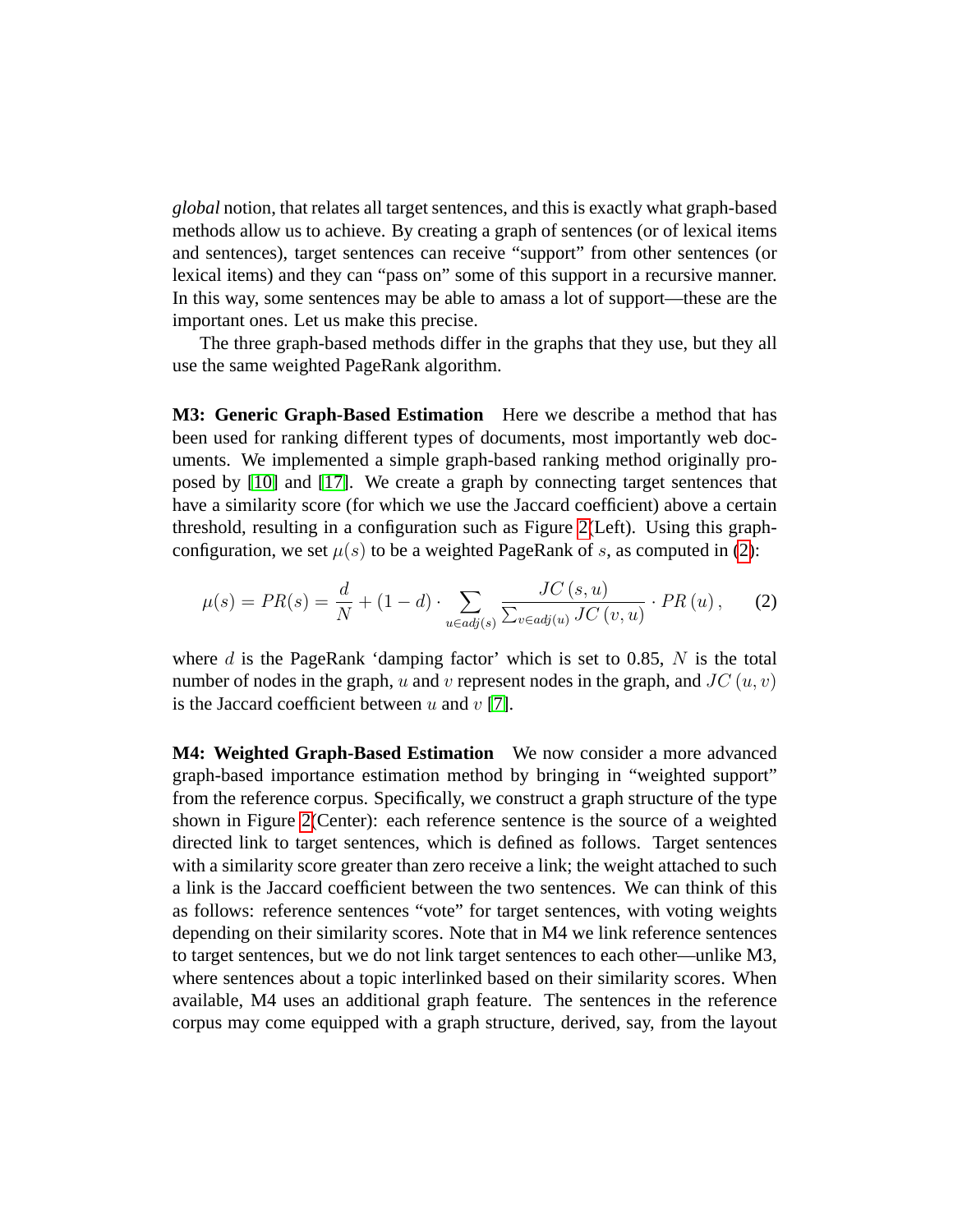*global* notion, that relates all target sentences, and this is exactly what graph-based methods allow us to achieve. By creating a graph of sentences (or of lexical items and sentences), target sentences can receive "support" from other sentences (or lexical items) and they can "pass on" some of this support in a recursive manner. In this way, some sentences may be able to amass a lot of support—these are the important ones. Let us make this precise.

The three graph-based methods differ in the graphs that they use, but they all use the same weighted PageRank algorithm.

**M3: Generic Graph-Based Estimation** Here we describe a method that has been used for ranking different types of documents, most importantly web documents. We implemented a simple graph-based ranking method originally proposed by [10] and [17]. We create a graph by connecting target sentences that have a similarity score (for which we use the Jaccard coefficient) above a certain threshold, resulting in a configuration such as Figure 2(Left). Using this graph-configuration, we set $\mu(s)$ to be a weighted PageRank of $s$, as computed in (2):

$$\mu(s) = PR(s) = \frac{d}{N} + (1-d) \cdot \sum_{u \in adj(s)} \frac{JC\left(s, u\right)}{\sum_{v \in adj(u)} JC\left(v, u\right)} \cdot PR\left(u\right), \qquad (2)$$

where $d$ is the PageRank 'damping factor' which is set to 0.85, $N$ is the total number of nodes in the graph, $u$ and $v$ represent nodes in the graph, and $JC\left(u, v\right)$ is the Jaccard coefficient between $u$ and $v$ [7].

**M4: Weighted Graph-Based Estimation** We now consider a more advanced graph-based importance estimation method by bringing in "weighted support" from the reference corpus. Specifically, we construct a graph structure of the type shown in Figure 2(Center): each reference sentence is the source of a weighted directed link to target sentences, which is defined as follows. Target sentences with a similarity score greater than zero receive a link; the weight attached to such a link is the Jaccard coefficient between the two sentences. We can think of this as follows: reference sentences "vote" for target sentences, with voting weights depending on their similarity scores. Note that in M4 we link reference sentences to target sentences, but we do not link target sentences to each other—unlike M3, where sentences about a topic interlinked based on their similarity scores. When available, M4 uses an additional graph feature. The sentences in the reference corpus may come equipped with a graph structure, derived, say, from the layout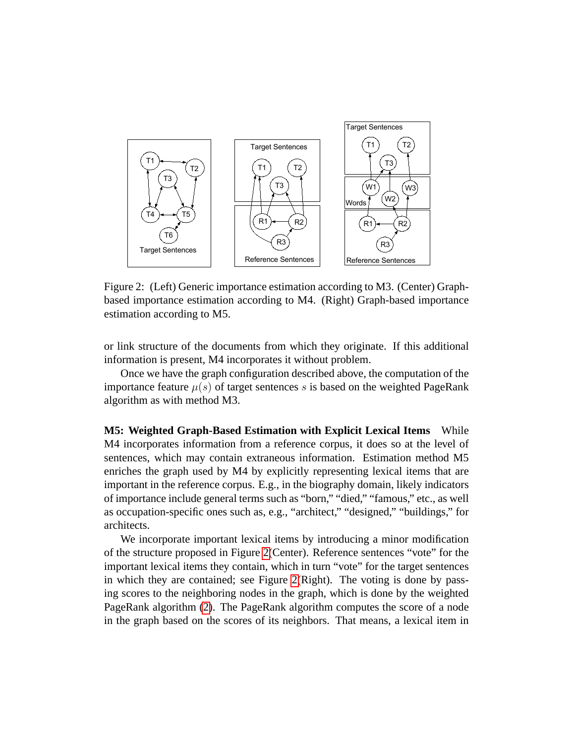Figure 2: (Left) Generic importance estimation according to M3. (Center) Graph-based importance estimation according to M4. (Right) Graph-based importance estimation according to M5.

or link structure of the documents from which they originate. If this additional information is present, M4 incorporates it without problem.

Once we have the graph configuration described above, the computation of the importance feature $\mu(s)$ of target sentences $s$ is based on the weighted PageRank algorithm as with method M3.

**M5: Weighted Graph-Based Estimation with Explicit Lexical Items** While M4 incorporates information from a reference corpus, it does so at the level of sentences, which may contain extraneous information. Estimation method M5 enriches the graph used by M4 by explicitly representing lexical items that are important in the reference corpus. E.g., in the biography domain, likely indicators of importance include general terms such as "born," "died," "famous," etc., as well as occupation-specific ones such as, e.g., "architect," "designed," "buildings," for architects.

We incorporate important lexical items by introducing a minor modification of the structure proposed in Figure 2(Center). Reference sentences "vote" for the important lexical items they contain, which in turn "vote" for the target sentences in which they are contained; see Figure 2(Right). The voting is done by passing scores to the neighboring nodes in the graph, which is done by the weighted PageRank algorithm (2). The PageRank algorithm computes the score of a node in the graph based on the scores of its neighbors. That means, a lexical item in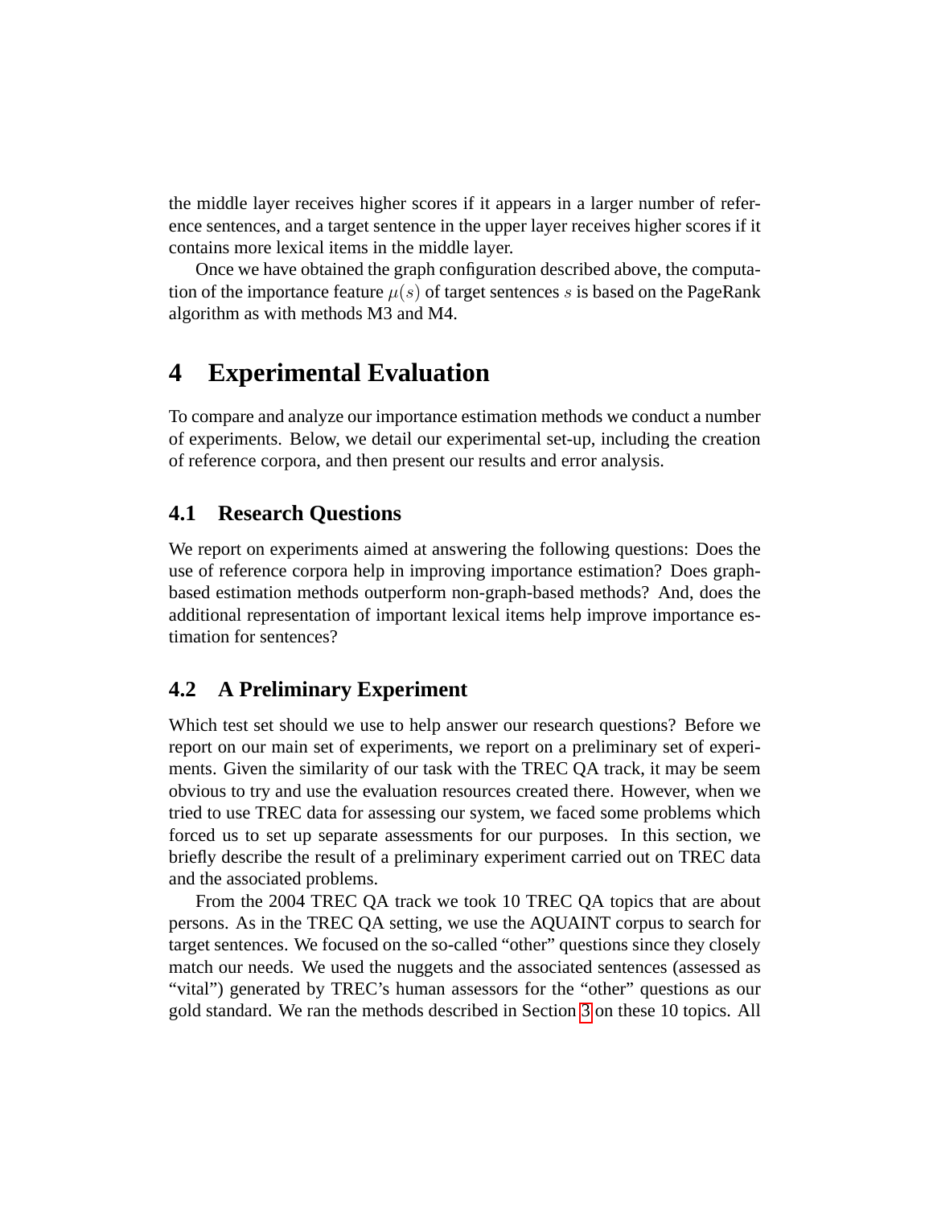the middle layer receives higher scores if it appears in a larger number of reference sentences, and a target sentence in the upper layer receives higher scores if it contains more lexical items in the middle layer.

Once we have obtained the graph configuration described above, the computation of the importance feature $\mu(s)$ of target sentences $s$ is based on the PageRank algorithm as with methods M3 and M4.

## 4 Experimental Evaluation

To compare and analyze our importance estimation methods we conduct a number of experiments. Below, we detail our experimental set-up, including the creation of reference corpora, and then present our results and error analysis.

### 4.1 Research Questions

We report on experiments aimed at answering the following questions: Does the use of reference corpora help in improving importance estimation? Does graph-based estimation methods outperform non-graph-based methods? And, does the additional representation of important lexical items help improve importance estimation for sentences?

### 4.2 A Preliminary Experiment

Which test set should we use to help answer our research questions? Before we report on our main set of experiments, we report on a preliminary set of experiments. Given the similarity of our task with the TREC QA track, it may be seem obvious to try and use the evaluation resources created there. However, when we tried to use TREC data for assessing our system, we faced some problems which forced us to set up separate assessments for our purposes. In this section, we briefly describe the result of a preliminary experiment carried out on TREC data and the associated problems.

From the 2004 TREC QA track we took 10 TREC QA topics that are about persons. As in the TREC QA setting, we use the AQUAINT corpus to search for target sentences. We focused on the so-called "other" questions since they closely match our needs. We used the nuggets and the associated sentences (assessed as "vital") generated by TREC's human assessors for the "other" questions as our gold standard. We ran the methods described in Section 3 on these 10 topics. All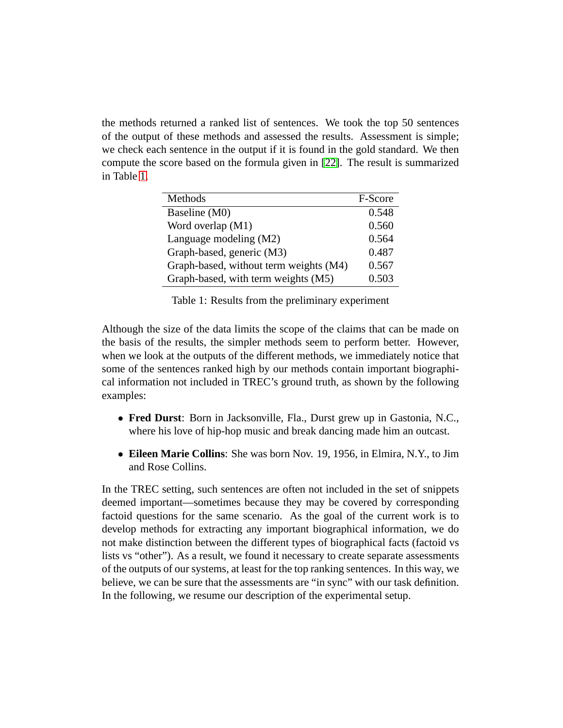the methods returned a ranked list of sentences. We took the top 50 sentences of the output of these methods and assessed the results. Assessment is simple; we check each sentence in the output if it is found in the gold standard. We then compute the score based on the formula given in [22]. The result is summarized in Table 1.

| Methods | F-Score |
|---|---|
| Baseline (M0) | 0.548 |
| Word overlap (M1) | 0.560 |
| Language modeling (M2) | 0.564 |
| Graph-based, generic (M3) | 0.487 |
| Graph-based, without term weights (M4) | 0.567 |
| Graph-based, with term weights (M5) | 0.503 |

Table 1: Results from the preliminary experiment

Although the size of the data limits the scope of the claims that can be made on the basis of the results, the simpler methods seem to perform better. However, when we look at the outputs of the different methods, we immediately notice that some of the sentences ranked high by our methods contain important biographical information not included in TREC's ground truth, as shown by the following examples:

- **Fred Durst**: Born in Jacksonville, Fla., Durst grew up in Gastonia, N.C., where his love of hip-hop music and break dancing made him an outcast.
- **Eileen Marie Collins**: She was born Nov. 19, 1956, in Elmira, N.Y., to Jim and Rose Collins.

In the TREC setting, such sentences are often not included in the set of snippets deemed important—sometimes because they may be covered by corresponding factoid questions for the same scenario. As the goal of the current work is to develop methods for extracting any important biographical information, we do not make distinction between the different types of biographical facts (factoid vs lists vs "other"). As a result, we found it necessary to create separate assessments of the outputs of our systems, at least for the top ranking sentences. In this way, we believe, we can be sure that the assessments are "in sync" with our task definition. In the following, we resume our description of the experimental setup.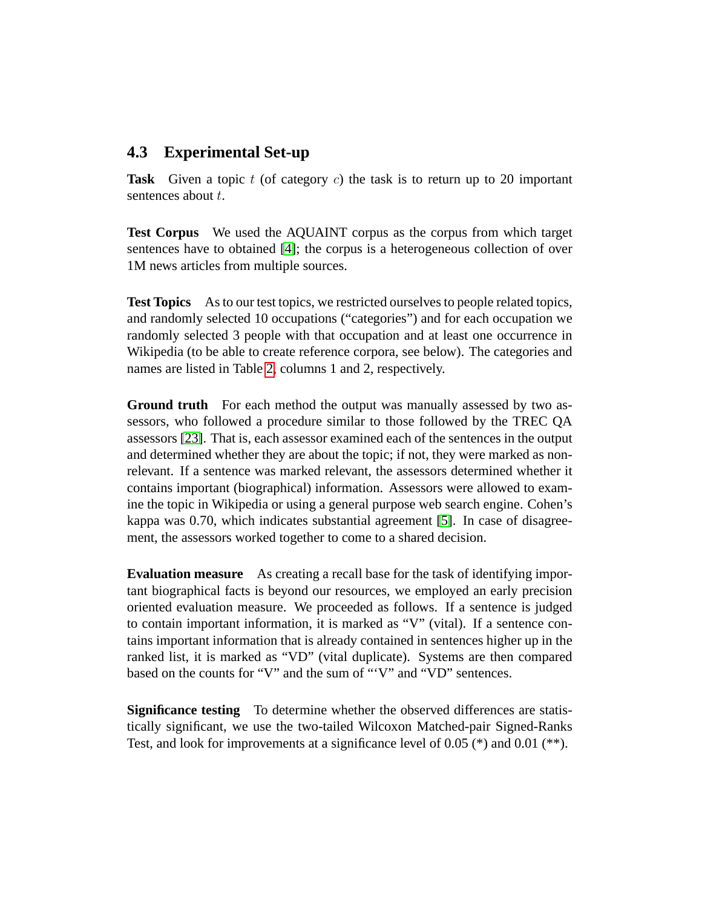## 4.3 Experimental Set-up

**Task** Given a topic $t$ (of category $c$) the task is to return up to 20 important sentences about $t$.

**Test Corpus** We used the AQUAINT corpus as the corpus from which target sentences have to obtained [4]; the corpus is a heterogeneous collection of over 1M news articles from multiple sources.

**Test Topics** As to our test topics, we restricted ourselves to people related topics, and randomly selected 10 occupations ("categories") and for each occupation we randomly selected 3 people with that occupation and at least one occurrence in Wikipedia (to be able to create reference corpora, see below). The categories and names are listed in Table 2, columns 1 and 2, respectively.

**Ground truth** For each method the output was manually assessed by two assessors, who followed a procedure similar to those followed by the TREC QA assessors [23]. That is, each assessor examined each of the sentences in the output and determined whether they are about the topic; if not, they were marked as non-relevant. If a sentence was marked relevant, the assessors determined whether it contains important (biographical) information. Assessors were allowed to examine the topic in Wikipedia or using a general purpose web search engine. Cohen's kappa was 0.70, which indicates substantial agreement [5]. In case of disagreement, the assessors worked together to come to a shared decision.

**Evaluation measure** As creating a recall base for the task of identifying important biographical facts is beyond our resources, we employed an early precision oriented evaluation measure. We proceeded as follows. If a sentence is judged to contain important information, it is marked as "V" (vital). If a sentence contains important information that is already contained in sentences higher up in the ranked list, it is marked as "VD" (vital duplicate). Systems are then compared based on the counts for "V" and the sum of "'V" and "VD" sentences.

**Significance testing** To determine whether the observed differences are statistically significant, we use the two-tailed Wilcoxon Matched-pair Signed-Ranks Test, and look for improvements at a significance level of 0.05 (*) and 0.01 (**).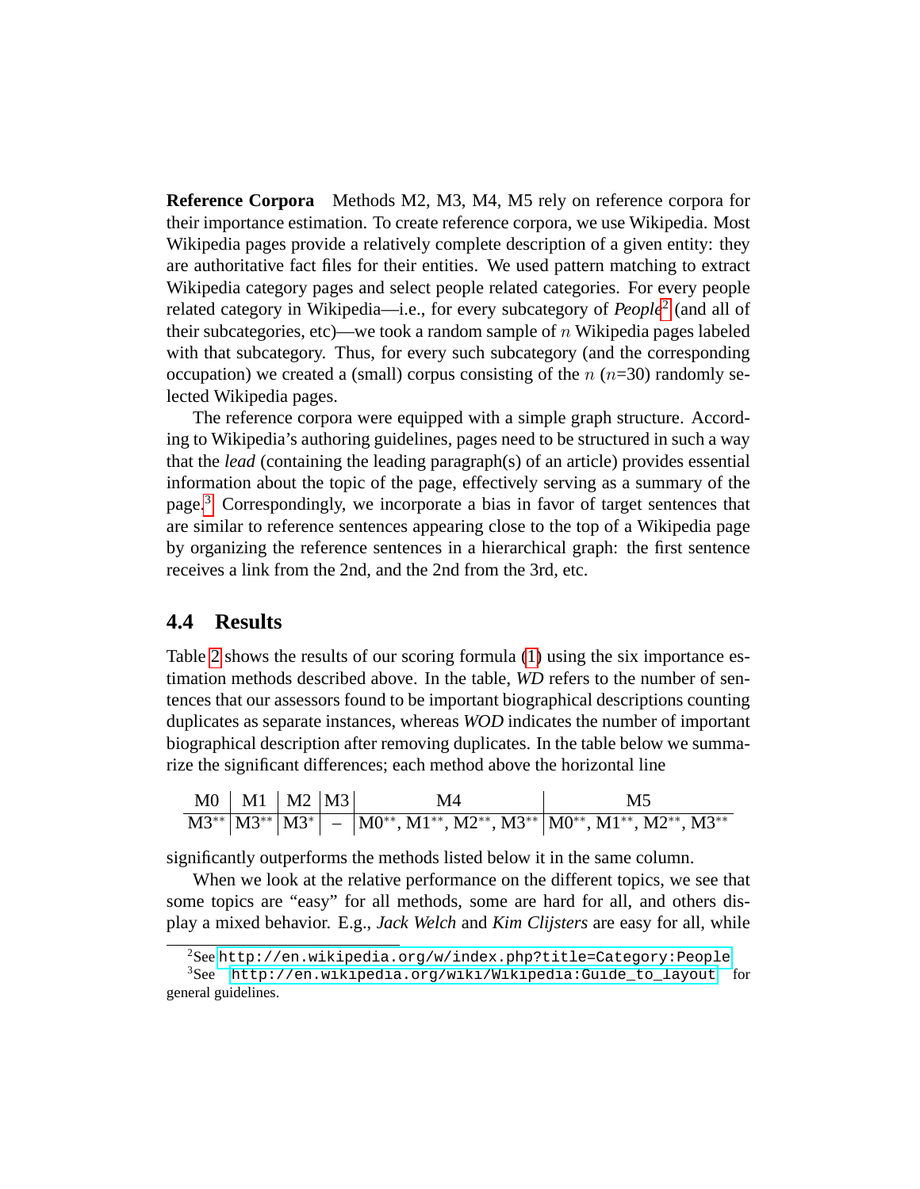**Reference Corpora** Methods M2, M3, M4, M5 rely on reference corpora for their importance estimation. To create reference corpora, we use Wikipedia. Most Wikipedia pages provide a relatively complete description of a given entity: they are authoritative fact files for their entities. We used pattern matching to extract Wikipedia category pages and select people related categories. For every people related category in Wikipedia—i.e., for every subcategory of *People*[2] (and all of their subcategories, etc)—we took a random sample of $n$ Wikipedia pages labeled with that subcategory. Thus, for every such subcategory (and the corresponding occupation) we created a (small) corpus consisting of the $n$ ($n$=30) randomly selected Wikipedia pages.

The reference corpora were equipped with a simple graph structure. According to Wikipedia's authoring guidelines, pages need to be structured in such a way that the *lead* (containing the leading paragraph(s) of an article) provides essential information about the topic of the page, effectively serving as a summary of the page.[3] Correspondingly, we incorporate a bias in favor of target sentences that are similar to reference sentences appearing close to the top of a Wikipedia page by organizing the reference sentences in a hierarchical graph: the first sentence receives a link from the 2nd, and the 2nd from the 3rd, etc.

## 4.4 Results

Table 2 shows the results of our scoring formula (1) using the six importance estimation methods described above. In the table, *WD* refers to the number of sentences that our assessors found to be important biographical descriptions counting duplicates as separate instances, whereas *WOD* indicates the number of important biographical description after removing duplicates. In the table below we summarize the significant differences; each method above the horizontal line

| M0 | M1 | M2 | M3 | M4 | M5 |
|---|---|---|---|---|---|
| M3$^{**}$ | M3$^{**}$ | M3$^{*}$ | – | M0$^{**}$, M1$^{**}$, M2$^{**}$, M3$^{**}$ | M0$^{**}$, M1$^{**}$, M2$^{**}$, M3$^{**}$ |

significantly outperforms the methods listed below it in the same column.

When we look at the relative performance on the different topics, we see that some topics are "easy" for all methods, some are hard for all, and others display a mixed behavior. E.g., *Jack Welch* and *Kim Clijsters* are easy for all, while

[2] See http://en.wikipedia.org/w/index.php?title=Category:People

[3] See http://en.wikipedia.org/wiki/Wikipedia:Guide_to_layout for general guidelines.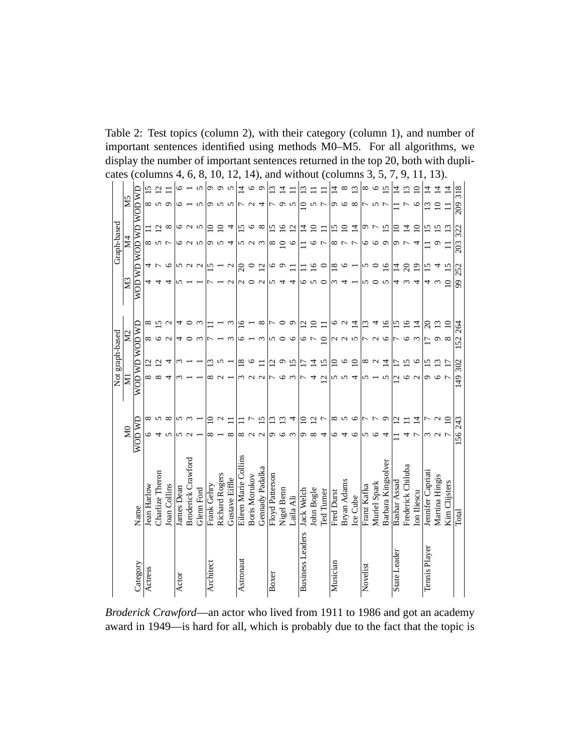Table 2: Test topics (column 2), with their category (column 1), and number of important sentences identified using methods M0–M5. For all algorithms, we display the number of important sentences returned in the top 20, both with duplicates (columns 4, 6, 8, 10, 12, 14), and without (columns 3, 5, 7, 9, 11, 13).

| | | | | Not graph-based | | | | Graph-based | | | | | |
|---|---|---|---|---|---|---|---|---|---|---|---|---|---|
| | | M0 | | M1 | | M2 | | M3 | | M4 | | M5 | |
| Category | Name | WOD | WD | WOD | WD | WOD | WD | WOD | WD | WOD | WD | WOD | WD |
| Actress | Jean Harlow | 6 | 8 | 8 | 12 | 8 | 8 | 4 | 4 | 8 | 11 | 8 | 15 |
| | Charlize Theron | 4 | 5 | 8 | 12 | 6 | 15 | 4 | 7 | 5 | 12 | 5 | 12 |
| | Joan Collins | 5 | 8 | 4 | 4 | 2 | 2 | 4 | 6 | 7 | 8 | 9 | 11 |
| Actor | James Dean | 5 | 5 | 3 | 3 | 4 | 4 | 5 | 5 | 6 | 6 | 6 | 6 |
| | Broderick Crawford | 2 | 3 | 1 | 1 | 0 | 0 | 1 | 2 | 2 | 2 | 1 | 1 |
| | Glenn Ford | 1 | 1 | 1 | 1 | 3 | 3 | 1 | 2 | 5 | 5 | 5 | 5 |
| Architect | Frank Gehry | 8 | 10 | 8 | 13 | 7 | 11 | 7 | 15 | 9 | 10 | 9 | 9 |
| | Richard Rogers | 1 | 2 | 2 | 5 | 1 | 1 | 1 | 1 | 5 | 10 | 5 | 9 |
| | Gustave Eiffle | 8 | 11 | 1 | 1 | 3 | 3 | 2 | 2 | 4 | 4 | 5 | 5 |
| Astronaut | Eileen Marie Collins | 8 | 11 | 3 | 18 | 6 | 16 | 2 | 20 | 5 | 15 | 7 | 14 |
| | Boris Morukov | 2 | 7 | 2 | 6 | 1 | 1 | 0 | 0 | 2 | 6 | 2 | 6 |
| | Gennady Padalka | 2 | 15 | 2 | 11 | 3 | 8 | 2 | 12 | 3 | 8 | 4 | 9 |
| Boxer | Floyd Patterson | 9 | 13 | 7 | 12 | 5 | 7 | 5 | 6 | 8 | 15 | 7 | 13 |
| | Nigel Benn | 6 | 13 | 6 | 9 | 0 | 0 | 4 | 9 | 10 | 16 | 9 | 14 |
| | Laila Ali | 3 | 4 | 3 | 15 | 6 | 9 | 4 | 11 | 6 | 12 | 5 | 11 |
| Business Leaders | Jack Welch | 9 | 10 | 7 | 17 | 6 | 12 | 6 | 11 | 11 | 14 | 10 | 13 |
| | John Bogle | 8 | 12 | 4 | 14 | 7 | 10 | 5 | 16 | 6 | 10 | 5 | 11 |
| | Ted Turner | 4 | 7 | 12 | 15 | 10 | 11 | 0 | 0 | 7 | 11 | 7 | 11 |
| Musician | Fred Durst | 6 | 8 | 5 | 10 | 2 | 6 | 3 | 18 | 8 | 15 | 9 | 14 |
| | Bryan Adams | 4 | 5 | 5 | 6 | 2 | 2 | 4 | 6 | 7 | 10 | 6 | 8 |
| | Ice Cube | 6 | 6 | 4 | 10 | 5 | 14 | 1 | 1 | 7 | 14 | 8 | 13 |
| Novelist | Franz Kafka | 5 | 7 | 5 | 8 | 7 | 13 | 5 | 5 | 6 | 9 | 7 | 8 |
| | Muriel Spark | 6 | 7 | 1 | 2 | 2 | 4 | 0 | 0 | 6 | 7 | 5 | 6 |
| | Barbara Kingsolver | 4 | 9 | 5 | 14 | 6 | 16 | 5 | 16 | 9 | 15 | 7 | 15 |
| State Leader | Bashar Assad | 11 | 12 | 12 | 17 | 7 | 15 | 4 | 14 | 9 | 10 | 11 | 14 |
| | Frederick Chiluba | 4 | 11 | 6 | 15 | 6 | 16 | 3 | 20 | 7 | 14 | 7 | 13 |
| | Ion Iliescu | 7 | 14 | 2 | 6 | 3 | 14 | 4 | 19 | 4 | 10 | 6 | 10 |
| Tennis Player | Jennifer Capriati | 3 | 7 | 9 | 15 | 17 | 20 | 4 | 15 | 11 | 15 | 13 | 14 |
| | Martina Hingis | 2 | 2 | 6 | 13 | 9 | 13 | 3 | 4 | 9 | 15 | 10 | 14 |
| | Kim Clijsters | 7 | 10 | 7 | 17 | 8 | 10 | 10 | 15 | 11 | 13 | 11 | 14 |
| | Total | 156 | 243 | 149 | 302 | 152 | 264 | 99 | 252 | 203 | 322 | 209 | 318 |

*Broderick Crawford*—an actor who lived from 1911 to 1986 and got an academy award in 1949—is hard for all, which is probably due to the fact that the topic is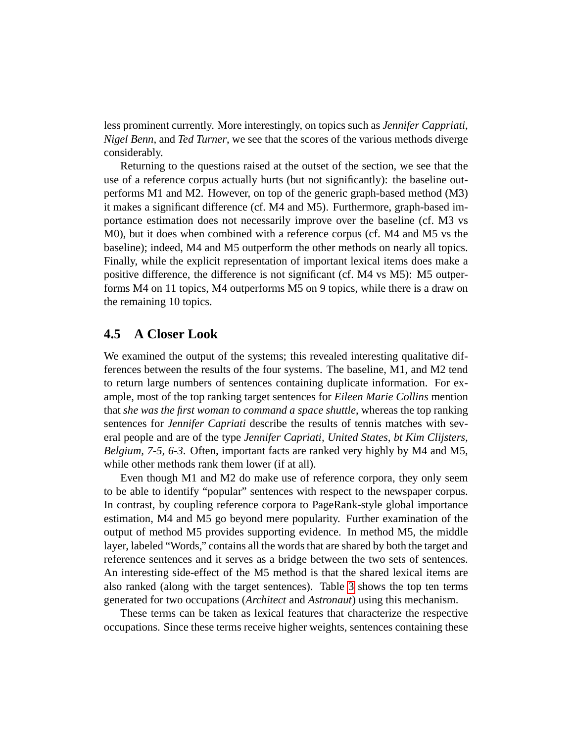less prominent currently. More interestingly, on topics such as *Jennifer Cappriati*, *Nigel Benn*, and *Ted Turner*, we see that the scores of the various methods diverge considerably.

Returning to the questions raised at the outset of the section, we see that the use of a reference corpus actually hurts (but not significantly): the baseline outperforms M1 and M2. However, on top of the generic graph-based method (M3) it makes a significant difference (cf. M4 and M5). Furthermore, graph-based importance estimation does not necessarily improve over the baseline (cf. M3 vs M0), but it does when combined with a reference corpus (cf. M4 and M5 vs the baseline); indeed, M4 and M5 outperform the other methods on nearly all topics. Finally, while the explicit representation of important lexical items does make a positive difference, the difference is not significant (cf. M4 vs M5): M5 outperforms M4 on 11 topics, M4 outperforms M5 on 9 topics, while there is a draw on the remaining 10 topics.

## 4.5 A Closer Look

We examined the output of the systems; this revealed interesting qualitative differences between the results of the four systems. The baseline, M1, and M2 tend to return large numbers of sentences containing duplicate information. For example, most of the top ranking target sentences for *Eileen Marie Collins* mention that *she was the first woman to command a space shuttle*, whereas the top ranking sentences for *Jennifer Capriati* describe the results of tennis matches with several people and are of the type *Jennifer Capriati, United States, bt Kim Clijsters, Belgium, 7-5, 6-3*. Often, important facts are ranked very highly by M4 and M5, while other methods rank them lower (if at all).

Even though M1 and M2 do make use of reference corpora, they only seem to be able to identify "popular" sentences with respect to the newspaper corpus. In contrast, by coupling reference corpora to PageRank-style global importance estimation, M4 and M5 go beyond mere popularity. Further examination of the output of method M5 provides supporting evidence. In method M5, the middle layer, labeled "Words," contains all the words that are shared by both the target and reference sentences and it serves as a bridge between the two sets of sentences. An interesting side-effect of the M5 method is that the shared lexical items are also ranked (along with the target sentences). Table 3 shows the top ten terms generated for two occupations (*Architect* and *Astronaut*) using this mechanism.

These terms can be taken as lexical features that characterize the respective occupations. Since these terms receive higher weights, sentences containing these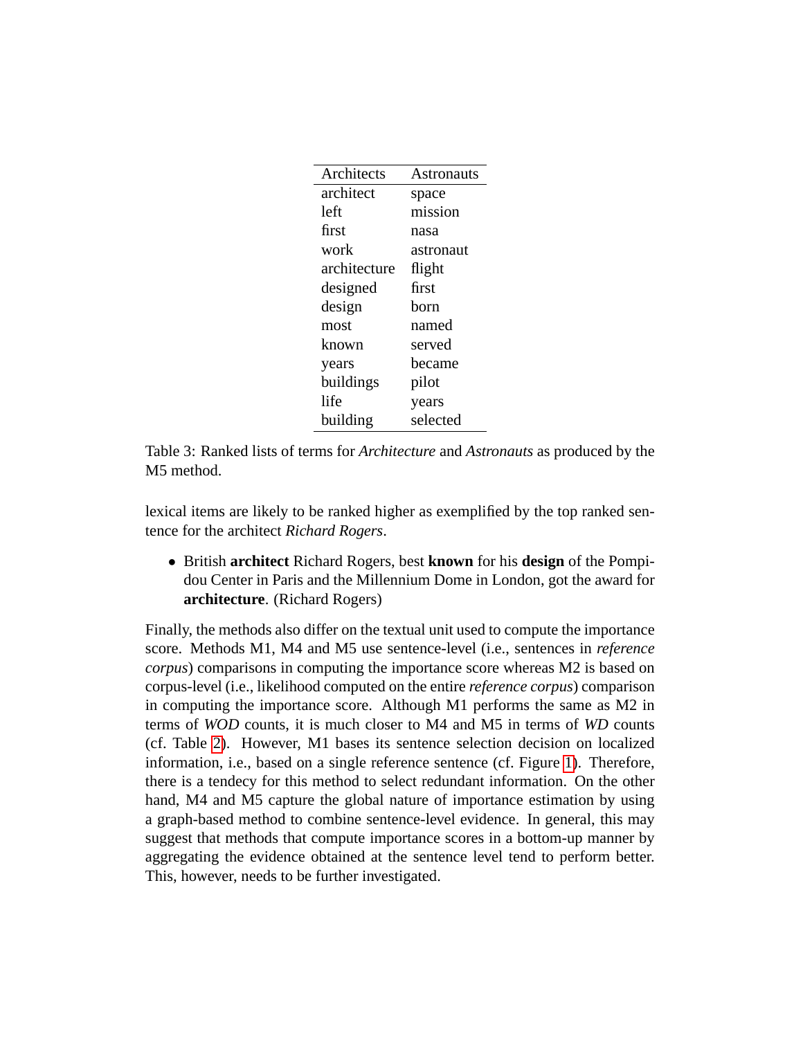| Architects | Astronauts |
|---|---|
| architect | space |
| left | mission |
| first | nasa |
| work | astronaut |
| architecture | flight |
| designed | first |
| design | born |
| most | named |
| known | served |
| years | became |
| buildings | pilot |
| life | years |
| building | selected |

Table 3: Ranked lists of terms for *Architecture* and *Astronauts* as produced by the M5 method.

lexical items are likely to be ranked higher as exemplified by the top ranked sentence for the architect *Richard Rogers*.

- British **architect** Richard Rogers, best **known** for his **design** of the Pompidou Center in Paris and the Millennium Dome in London, got the award for **architecture**. (Richard Rogers)

Finally, the methods also differ on the textual unit used to compute the importance score. Methods M1, M4 and M5 use sentence-level (i.e., sentences in *reference corpus*) comparisons in computing the importance score whereas M2 is based on corpus-level (i.e., likelihood computed on the entire *reference corpus*) comparison in computing the importance score. Although M1 performs the same as M2 in terms of *WOD* counts, it is much closer to M4 and M5 in terms of *WD* counts (cf. Table 2). However, M1 bases its sentence selection decision on localized information, i.e., based on a single reference sentence (cf. Figure 1). Therefore, there is a tendecy for this method to select redundant information. On the other hand, M4 and M5 capture the global nature of importance estimation by using a graph-based method to combine sentence-level evidence. In general, this may suggest that methods that compute importance scores in a bottom-up manner by aggregating the evidence obtained at the sentence level tend to perform better. This, however, needs to be further investigated.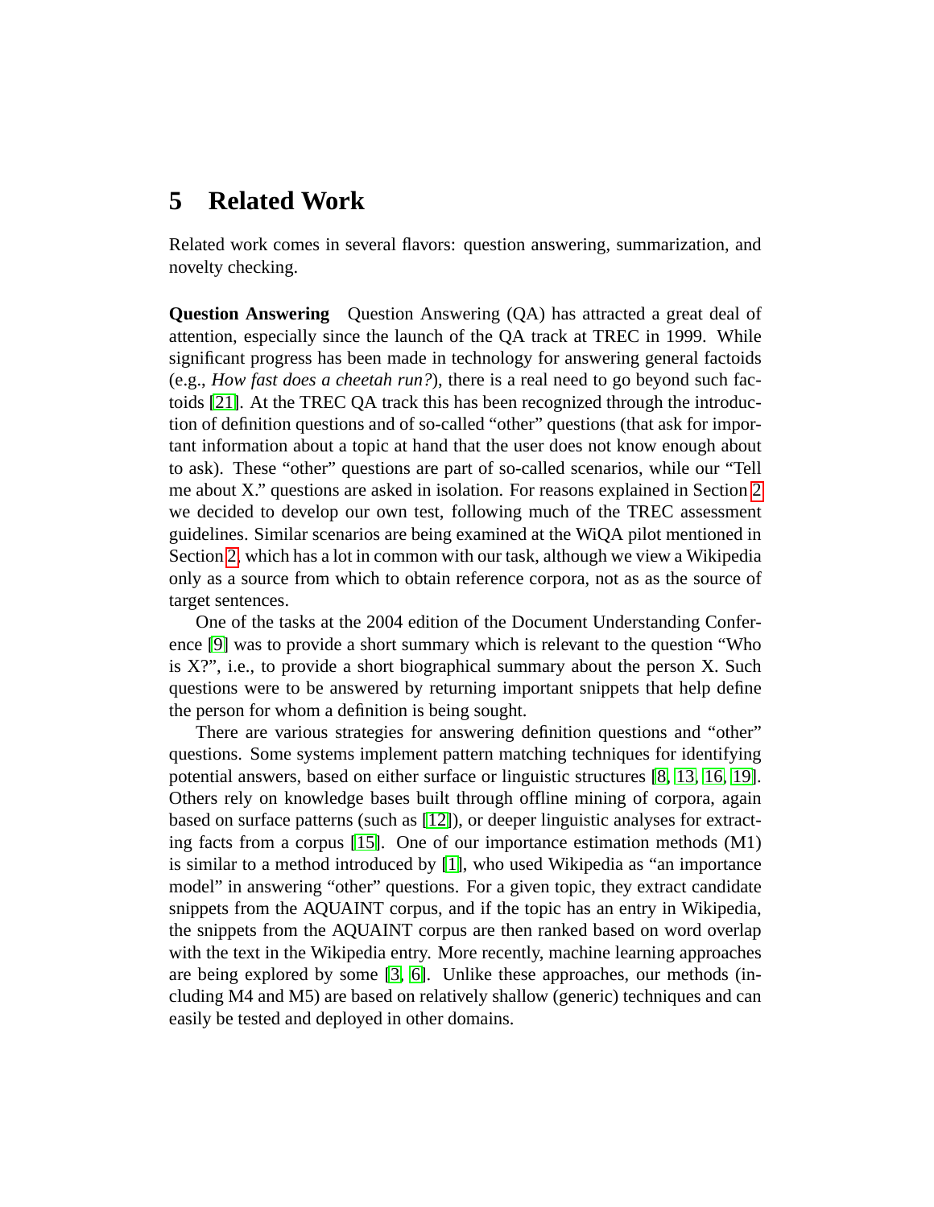# 5 Related Work

Related work comes in several flavors: question answering, summarization, and novelty checking.

**Question Answering** Question Answering (QA) has attracted a great deal of attention, especially since the launch of the QA track at TREC in 1999. While significant progress has been made in technology for answering general factoids (e.g., *How fast does a cheetah run?*), there is a real need to go beyond such factoids [21]. At the TREC QA track this has been recognized through the introduction of definition questions and of so-called "other" questions (that ask for important information about a topic at hand that the user does not know enough about to ask). These "other" questions are part of so-called scenarios, while our "Tell me about X." questions are asked in isolation. For reasons explained in Section 2 we decided to develop our own test, following much of the TREC assessment guidelines. Similar scenarios are being examined at the WiQA pilot mentioned in Section 2, which has a lot in common with our task, although we view a Wikipedia only as a source from which to obtain reference corpora, not as as the source of target sentences.

One of the tasks at the 2004 edition of the Document Understanding Conference [9] was to provide a short summary which is relevant to the question "Who is X?", i.e., to provide a short biographical summary about the person X. Such questions were to be answered by returning important snippets that help define the person for whom a definition is being sought.

There are various strategies for answering definition questions and "other" questions. Some systems implement pattern matching techniques for identifying potential answers, based on either surface or linguistic structures [8, 13, 16, 19]. Others rely on knowledge bases built through offline mining of corpora, again based on surface patterns (such as [12]), or deeper linguistic analyses for extracting facts from a corpus [15]. One of our importance estimation methods (M1) is similar to a method introduced by [1], who used Wikipedia as "an importance model" in answering "other" questions. For a given topic, they extract candidate snippets from the AQUAINT corpus, and if the topic has an entry in Wikipedia, the snippets from the AQUAINT corpus are then ranked based on word overlap with the text in the Wikipedia entry. More recently, machine learning approaches are being explored by some [3, 6]. Unlike these approaches, our methods (including M4 and M5) are based on relatively shallow (generic) techniques and can easily be tested and deployed in other domains.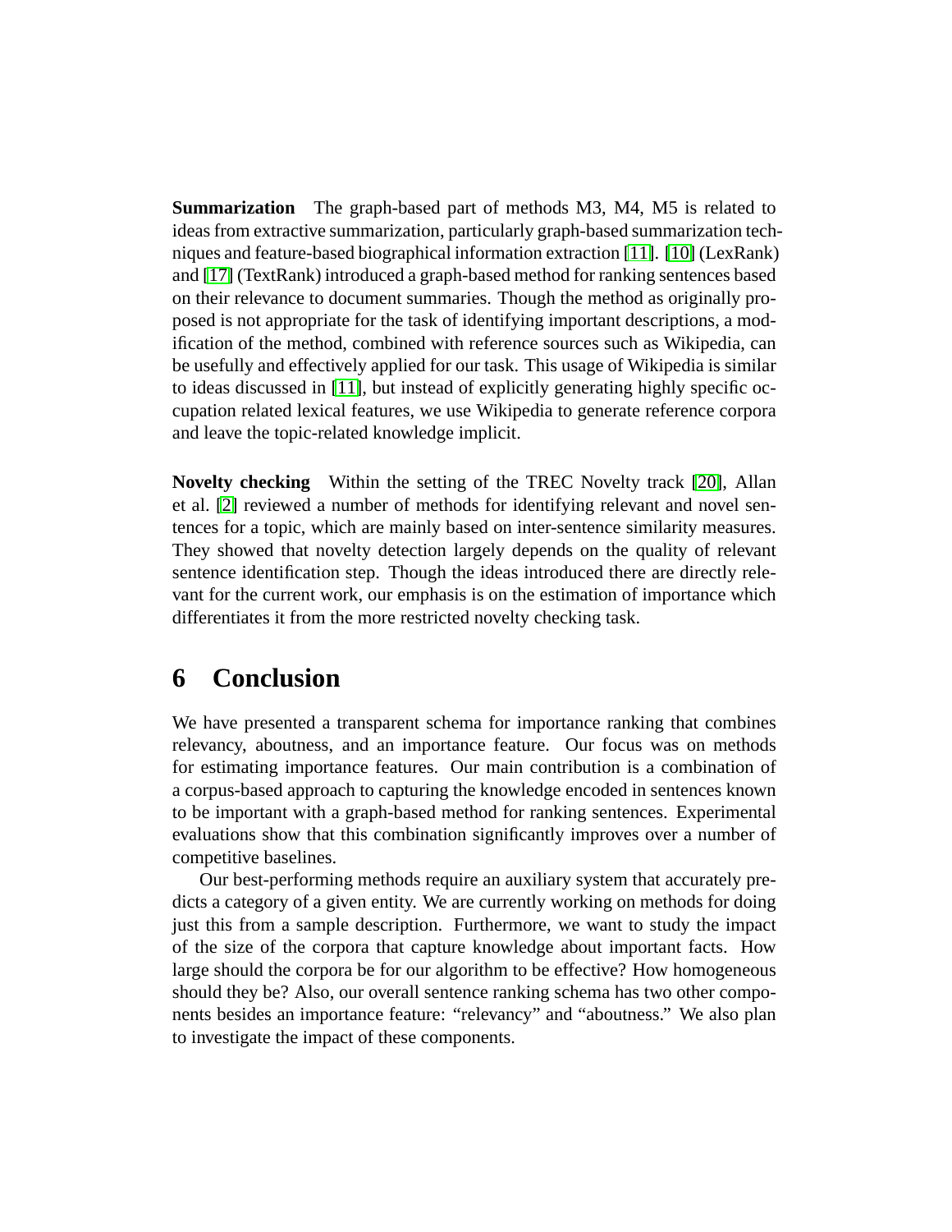**Summarization** The graph-based part of methods M3, M4, M5 is related to ideas from extractive summarization, particularly graph-based summarization techniques and feature-based biographical information extraction [11]. [10] (LexRank) and [17] (TextRank) introduced a graph-based method for ranking sentences based on their relevance to document summaries. Though the method as originally proposed is not appropriate for the task of identifying important descriptions, a modification of the method, combined with reference sources such as Wikipedia, can be usefully and effectively applied for our task. This usage of Wikipedia is similar to ideas discussed in [11], but instead of explicitly generating highly specific occupation related lexical features, we use Wikipedia to generate reference corpora and leave the topic-related knowledge implicit.

**Novelty checking** Within the setting of the TREC Novelty track [20], Allan et al. [2] reviewed a number of methods for identifying relevant and novel sentences for a topic, which are mainly based on inter-sentence similarity measures. They showed that novelty detection largely depends on the quality of relevant sentence identification step. Though the ideas introduced there are directly relevant for the current work, our emphasis is on the estimation of importance which differentiates it from the more restricted novelty checking task.

## 6 Conclusion

We have presented a transparent schema for importance ranking that combines relevancy, aboutness, and an importance feature. Our focus was on methods for estimating importance features. Our main contribution is a combination of a corpus-based approach to capturing the knowledge encoded in sentences known to be important with a graph-based method for ranking sentences. Experimental evaluations show that this combination significantly improves over a number of competitive baselines.

Our best-performing methods require an auxiliary system that accurately predicts a category of a given entity. We are currently working on methods for doing just this from a sample description. Furthermore, we want to study the impact of the size of the corpora that capture knowledge about important facts. How large should the corpora be for our algorithm to be effective? How homogeneous should they be? Also, our overall sentence ranking schema has two other components besides an importance feature: "relevancy" and "aboutness." We also plan to investigate the impact of these components.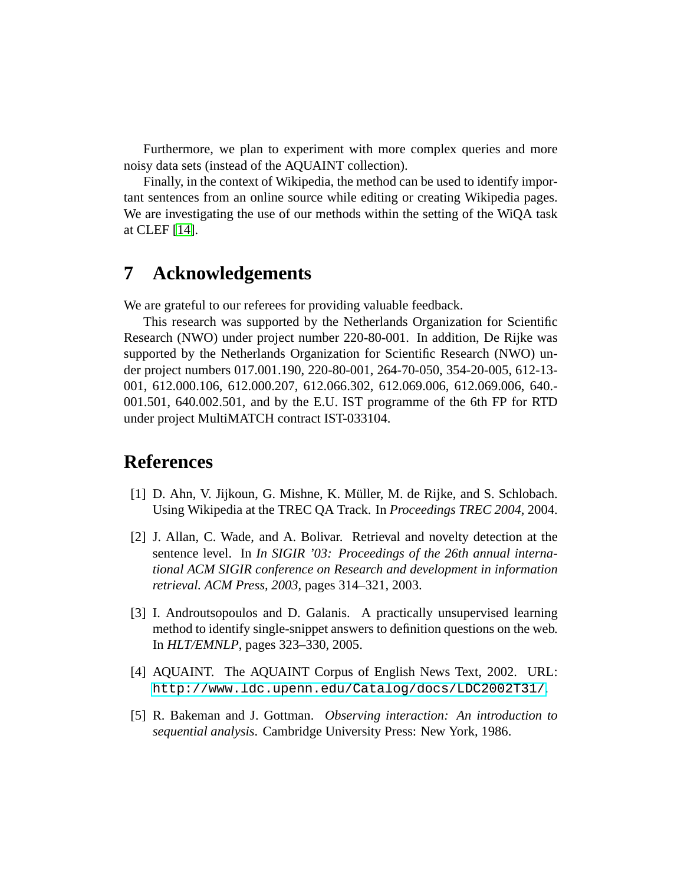Furthermore, we plan to experiment with more complex queries and more noisy data sets (instead of the AQUAINT collection).

Finally, in the context of Wikipedia, the method can be used to identify important sentences from an online source while editing or creating Wikipedia pages. We are investigating the use of our methods within the setting of the WiQA task at CLEF [14].

## 7 Acknowledgements

We are grateful to our referees for providing valuable feedback.

This research was supported by the Netherlands Organization for Scientific Research (NWO) under project number 220-80-001. In addition, De Rijke was supported by the Netherlands Organization for Scientific Research (NWO) under project numbers 017.001.190, 220-80-001, 264-70-050, 354-20-005, 612-13-001, 612.000.106, 612.000.207, 612.066.302, 612.069.006, 612.069.006, 640.-001.501, 640.002.501, and by the E.U. IST programme of the 6th FP for RTD under project MultiMATCH contract IST-033104.

## References

[1] D. Ahn, V. Jijkoun, G. Mishne, K. Müller, M. de Rijke, and S. Schlobach. Using Wikipedia at the TREC QA Track. In *Proceedings TREC 2004*, 2004.

[2] J. Allan, C. Wade, and A. Bolivar. Retrieval and novelty detection at the sentence level. In *In SIGIR '03: Proceedings of the 26th annual international ACM SIGIR conference on Research and development in information retrieval. ACM Press, 2003*, pages 314–321, 2003.

[3] I. Androutsopoulos and D. Galanis. A practically unsupervised learning method to identify single-snippet answers to definition questions on the web. In *HLT/EMNLP*, pages 323–330, 2005.

[4] AQUAINT. The AQUAINT Corpus of English News Text, 2002. URL: http://www.ldc.upenn.edu/Catalog/docs/LDC2002T31/.

[5] R. Bakeman and J. Gottman. *Observing interaction: An introduction to sequential analysis*. Cambridge University Press: New York, 1986.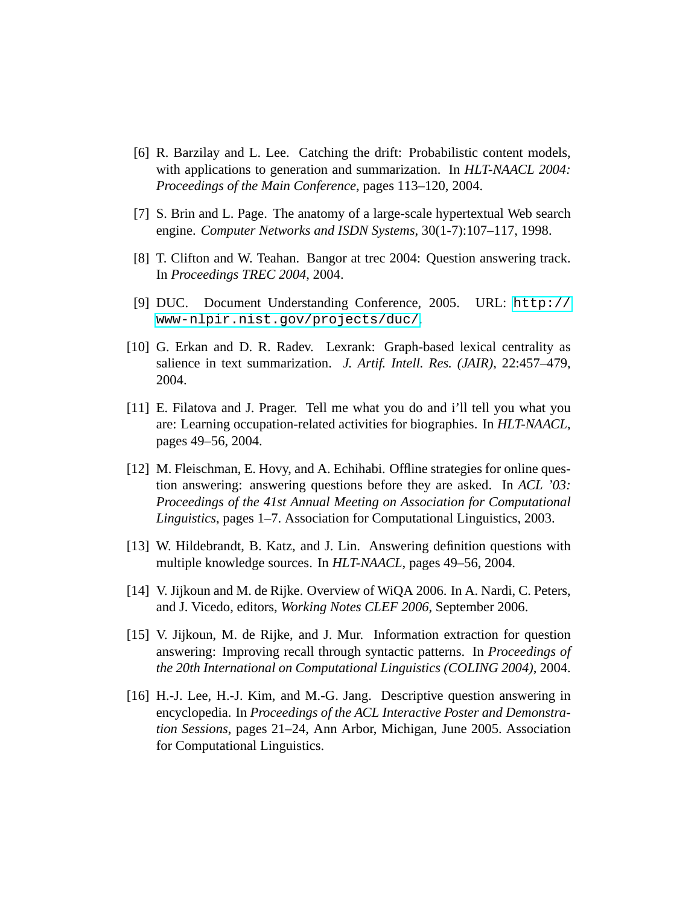[6] R. Barzilay and L. Lee. Catching the drift: Probabilistic content models, with applications to generation and summarization. In *HLT-NAACL 2004: Proceedings of the Main Conference*, pages 113–120, 2004.

[7] S. Brin and L. Page. The anatomy of a large-scale hypertextual Web search engine. *Computer Networks and ISDN Systems*, 30(1-7):107–117, 1998.

[8] T. Clifton and W. Teahan. Bangor at trec 2004: Question answering track. In *Proceedings TREC 2004*, 2004.

[9] DUC. Document Understanding Conference, 2005. URL: `http://www-nlpir.nist.gov/projects/duc/`.

[10] G. Erkan and D. R. Radev. Lexrank: Graph-based lexical centrality as salience in text summarization. *J. Artif. Intell. Res. (JAIR)*, 22:457–479, 2004.

[11] E. Filatova and J. Prager. Tell me what you do and i'll tell you what you are: Learning occupation-related activities for biographies. In *HLT-NAACL*, pages 49–56, 2004.

[12] M. Fleischman, E. Hovy, and A. Echihabi. Offline strategies for online question answering: answering questions before they are asked. In *ACL '03: Proceedings of the 41st Annual Meeting on Association for Computational Linguistics*, pages 1–7. Association for Computational Linguistics, 2003.

[13] W. Hildebrandt, B. Katz, and J. Lin. Answering definition questions with multiple knowledge sources. In *HLT-NAACL*, pages 49–56, 2004.

[14] V. Jijkoun and M. de Rijke. Overview of WiQA 2006. In A. Nardi, C. Peters, and J. Vicedo, editors, *Working Notes CLEF 2006*, September 2006.

[15] V. Jijkoun, M. de Rijke, and J. Mur. Information extraction for question answering: Improving recall through syntactic patterns. In *Proceedings of the 20th International on Computational Linguistics (COLING 2004)*, 2004.

[16] H.-J. Lee, H.-J. Kim, and M.-G. Jang. Descriptive question answering in encyclopedia. In *Proceedings of the ACL Interactive Poster and Demonstration Sessions*, pages 21–24, Ann Arbor, Michigan, June 2005. Association for Computational Linguistics.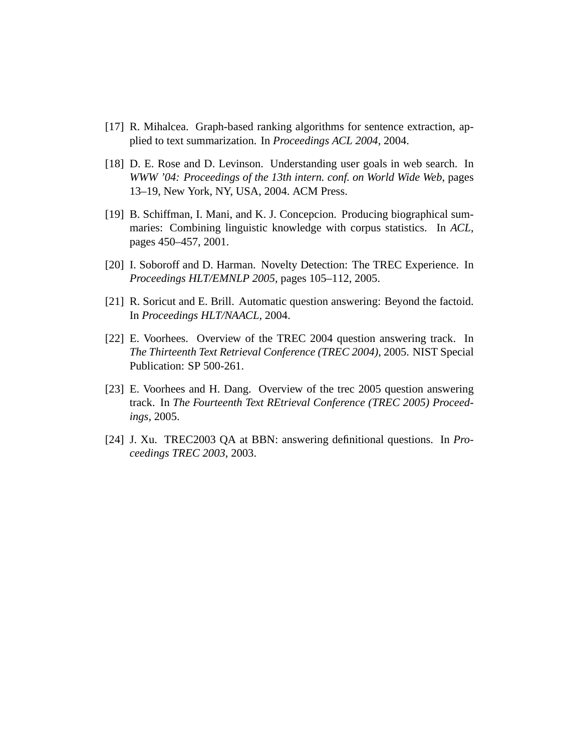[17] R. Mihalcea. Graph-based ranking algorithms for sentence extraction, applied to text summarization. In *Proceedings ACL 2004*, 2004.

[18] D. E. Rose and D. Levinson. Understanding user goals in web search. In *WWW '04: Proceedings of the 13th intern. conf. on World Wide Web*, pages 13–19, New York, NY, USA, 2004. ACM Press.

[19] B. Schiffman, I. Mani, and K. J. Concepcion. Producing biographical summaries: Combining linguistic knowledge with corpus statistics. In *ACL*, pages 450–457, 2001.

[20] I. Soboroff and D. Harman. Novelty Detection: The TREC Experience. In *Proceedings HLT/EMNLP 2005*, pages 105–112, 2005.

[21] R. Soricut and E. Brill. Automatic question answering: Beyond the factoid. In *Proceedings HLT/NAACL*, 2004.

[22] E. Voorhees. Overview of the TREC 2004 question answering track. In *The Thirteenth Text Retrieval Conference (TREC 2004)*, 2005. NIST Special Publication: SP 500-261.

[23] E. Voorhees and H. Dang. Overview of the trec 2005 question answering track. In *The Fourteenth Text REtrieval Conference (TREC 2005) Proceedings*, 2005.

[24] J. Xu. TREC2003 QA at BBN: answering definitional questions. In *Proceedings TREC 2003*, 2003.